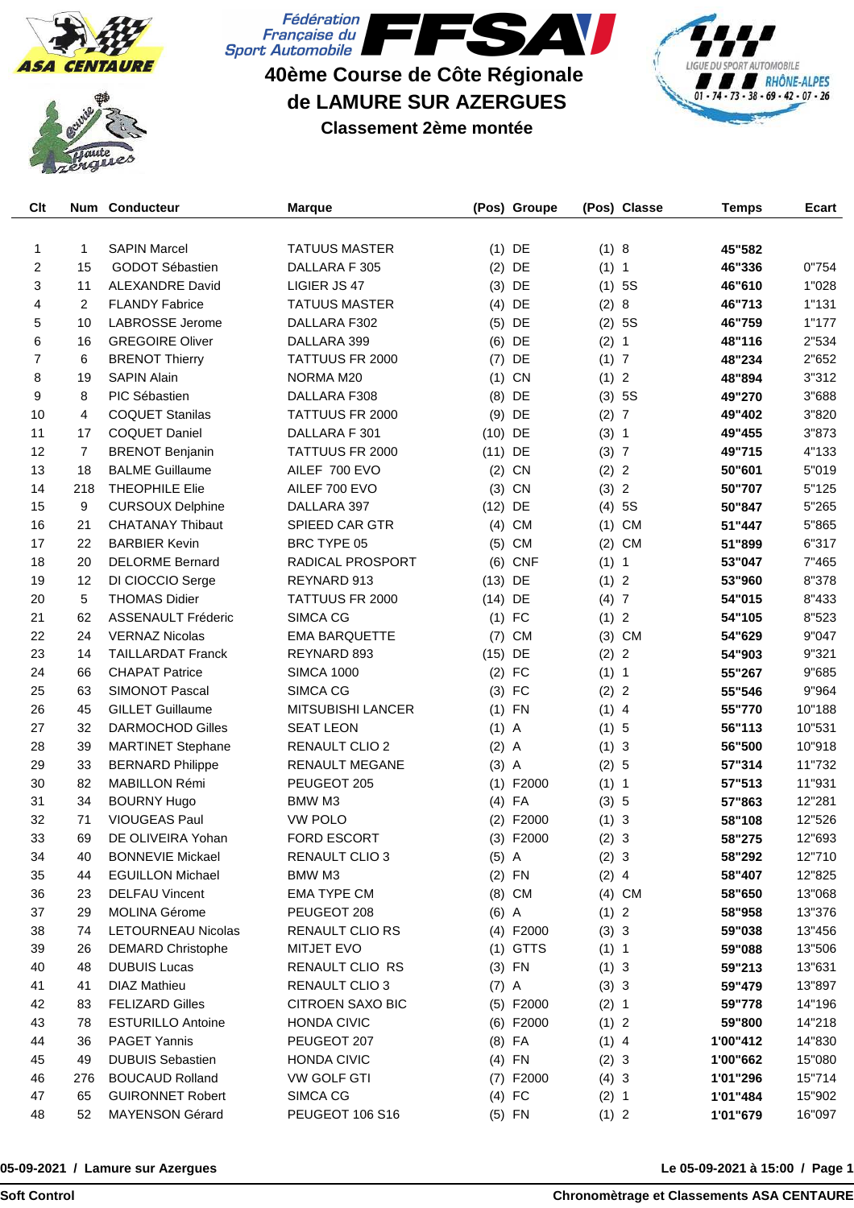# 40ème Course de Côte Régionale de LAMURE SUR AZERGUES

## Classement 2ème montée

| Clt | Num | Conducteur | Marque | (Pos) | Groupe | (Pos) | Classe | Temps | Ecart |
|---|---|---|---|---|---|---|---|---|---|
| 1 | 1 | SAPIN Marcel | TATUUS MASTER | (1) | DE | (1) | 8 | **45"582** | |
| 2 | 15 | GODOT Sébastien | DALLARA F 305 | (2) | DE | (1) | 1 | **46"336** | 0"754 |
| 3 | 11 | ALEXANDRE David | LIGIER JS 47 | (3) | DE | (1) | 5S | **46"610** | 1"028 |
| 4 | 2 | FLANDY Fabrice | TATUUS MASTER | (4) | DE | (2) | 8 | **46"713** | 1"131 |
| 5 | 10 | LABROSSE Jerome | DALLARA F302 | (5) | DE | (2) | 5S | **46"759** | 1"177 |
| 6 | 16 | GREGOIRE Oliver | DALLARA 399 | (6) | DE | (2) | 1 | **48"116** | 2"534 |
| 7 | 6 | BRENOT Thierry | TATTUUS FR 2000 | (7) | DE | (1) | 7 | **48"234** | 2"652 |
| 8 | 19 | SAPIN Alain | NORMA M20 | (1) | CN | (1) | 2 | **48"894** | 3"312 |
| 9 | 8 | PIC Sébastien | DALLARA F308 | (8) | DE | (3) | 5S | **49"270** | 3"688 |
| 10 | 4 | COQUET Stanilas | TATTUUS FR 2000 | (9) | DE | (2) | 7 | **49"402** | 3"820 |
| 11 | 17 | COQUET Daniel | DALLARA F 301 | (10) | DE | (3) | 1 | **49"455** | 3"873 |
| 12 | 7 | BRENOT Benjanin | TATTUUS FR 2000 | (11) | DE | (3) | 7 | **49"715** | 4"133 |
| 13 | 18 | BALME Guillaume | AILEF 700 EVO | (2) | CN | (2) | 2 | **50"601** | 5"019 |
| 14 | 218 | THEOPHILE Elie | AILEF 700 EVO | (3) | CN | (3) | 2 | **50"707** | 5"125 |
| 15 | 9 | CURSOUX Delphine | DALLARA 397 | (12) | DE | (4) | 5S | **50"847** | 5"265 |
| 16 | 21 | CHATANAY Thibaut | SPIEED CAR GTR | (4) | CM | (1) | CM | **51"447** | 5"865 |
| 17 | 22 | BARBIER Kevin | BRC TYPE 05 | (5) | CM | (2) | CM | **51"899** | 6"317 |
| 18 | 20 | DELORME Bernard | RADICAL PROSPORT | (6) | CNF | (1) | 1 | **53"047** | 7"465 |
| 19 | 12 | DI CIOCCIO Serge | REYNARD 913 | (13) | DE | (1) | 2 | **53"960** | 8"378 |
| 20 | 5 | THOMAS Didier | TATTUUS FR 2000 | (14) | DE | (4) | 7 | **54"015** | 8"433 |
| 21 | 62 | ASSENAULT Fréderic | SIMCA CG | (1) | FC | (1) | 2 | **54"105** | 8"523 |
| 22 | 24 | VERNAZ Nicolas | EMA BARQUETTE | (7) | CM | (3) | CM | **54"629** | 9"047 |
| 23 | 14 | TAILLARDAT Franck | REYNARD 893 | (15) | DE | (2) | 2 | **54"903** | 9"321 |
| 24 | 66 | CHAPAT Patrice | SIMCA 1000 | (2) | FC | (1) | 1 | **55"267** | 9"685 |
| 25 | 63 | SIMONOT Pascal | SIMCA CG | (3) | FC | (2) | 2 | **55"546** | 9"964 |
| 26 | 45 | GILLET Guillaume | MITSUBISHI LANCER | (1) | FN | (1) | 4 | **55"770** | 10"188 |
| 27 | 32 | DARMOCHOD Gilles | SEAT LEON | (1) | A | (1) | 5 | **56"113** | 10"531 |
| 28 | 39 | MARTINET Stephane | RENAULT CLIO 2 | (2) | A | (1) | 3 | **56"500** | 10"918 |
| 29 | 33 | BERNARD Philippe | RENAULT MEGANE | (3) | A | (2) | 5 | **57"314** | 11"732 |
| 30 | 82 | MABILLON Rémi | PEUGEOT 205 | (1) | F2000 | (1) | 1 | **57"513** | 11"931 |
| 31 | 34 | BOURNY Hugo | BMW M3 | (4) | FA | (3) | 5 | **57"863** | 12"281 |
| 32 | 71 | VIOUGEAS Paul | VW POLO | (2) | F2000 | (1) | 3 | **58"108** | 12"526 |
| 33 | 69 | DE OLIVEIRA Yohan | FORD ESCORT | (3) | F2000 | (2) | 3 | **58"275** | 12"693 |
| 34 | 40 | BONNEVIE Mickael | RENAULT CLIO 3 | (5) | A | (2) | 3 | **58"292** | 12"710 |
| 35 | 44 | EGUILLON Michael | BMW M3 | (2) | FN | (2) | 4 | **58"407** | 12"825 |
| 36 | 23 | DELFAU Vincent | EMA TYPE CM | (8) | CM | (4) | CM | **58"650** | 13"068 |
| 37 | 29 | MOLINA Gérome | PEUGEOT 208 | (6) | A | (1) | 2 | **58"958** | 13"376 |
| 38 | 74 | LETOURNEAU Nicolas | RENAULT CLIO RS | (4) | F2000 | (3) | 3 | **59"038** | 13"456 |
| 39 | 26 | DEMARD Christophe | MITJET EVO | (1) | GTTS | (1) | 1 | **59"088** | 13"506 |
| 40 | 48 | DUBUIS Lucas | RENAULT CLIO RS | (3) | FN | (1) | 3 | **59"213** | 13"631 |
| 41 | 41 | DIAZ Mathieu | RENAULT CLIO 3 | (7) | A | (3) | 3 | **59"479** | 13"897 |
| 42 | 83 | FELIZARD Gilles | CITROEN SAXO BIC | (5) | F2000 | (2) | 1 | **59"778** | 14"196 |
| 43 | 78 | ESTURILLO Antoine | HONDA CIVIC | (6) | F2000 | (1) | 2 | **59"800** | 14"218 |
| 44 | 36 | PAGET Yannis | PEUGEOT 207 | (8) | FA | (1) | 4 | **1'00"412** | 14"830 |
| 45 | 49 | DUBUIS Sebastien | HONDA CIVIC | (4) | FN | (2) | 3 | **1'00"662** | 15"080 |
| 46 | 276 | BOUCAUD Rolland | VW GOLF GTI | (7) | F2000 | (4) | 3 | **1'01"296** | 15"714 |
| 47 | 65 | GUIRONNET Robert | SIMCA CG | (4) | FC | (2) | 1 | **1'01"484** | 15"902 |
| 48 | 52 | MAYENSON Gérard | PEUGEOT 106 S16 | (5) | FN | (1) | 2 | **1'01"679** | 16"097 |

**05-09-2021 / Lamure sur Azergues** — **Le 05-09-2021 à 15:00**

**Soft Control** — **Chronomètrage et Classements ASA CENTAURE**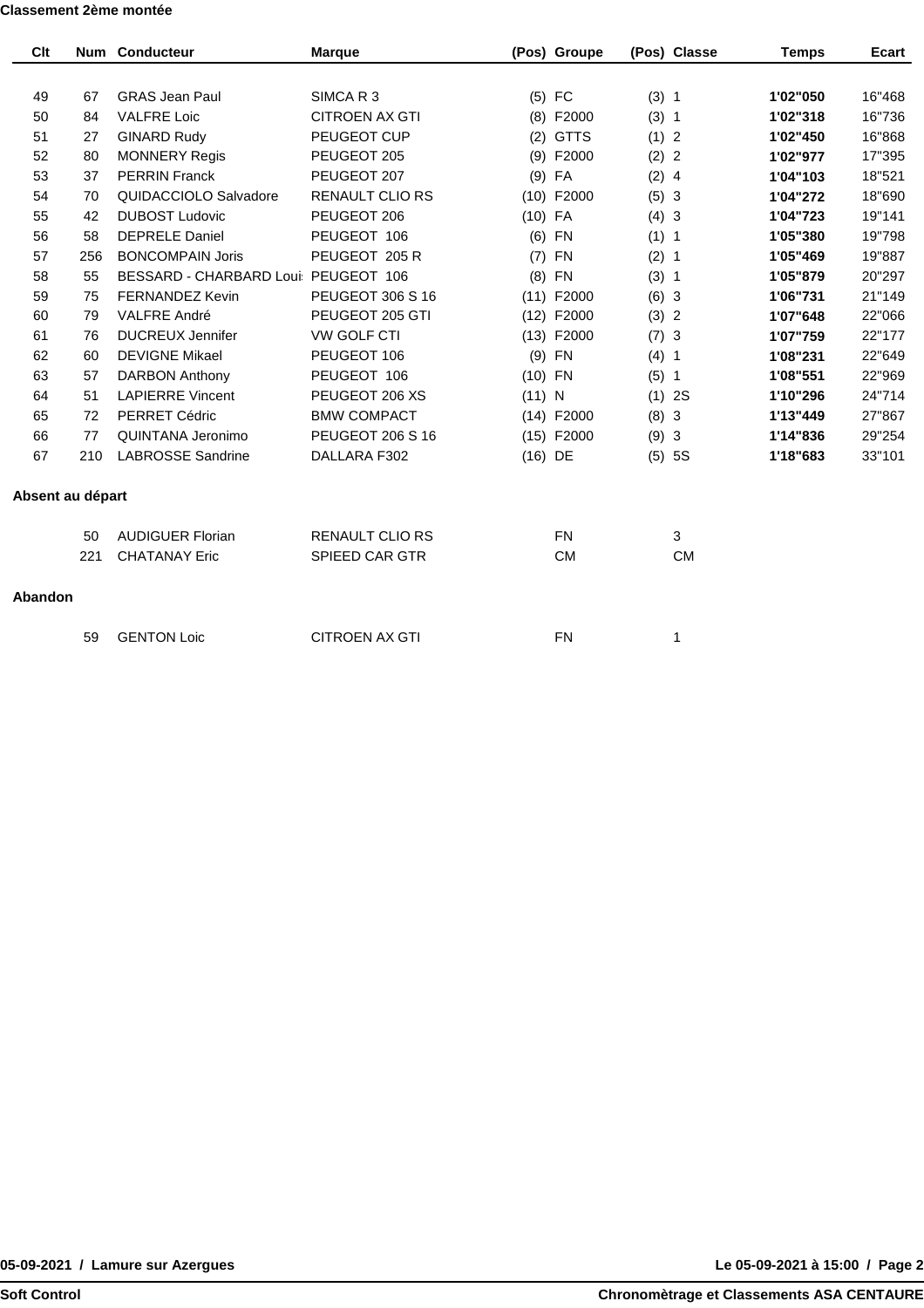**Classement 2ème montée**

| Clt | Num | Conducteur | Marque | (Pos) | Groupe | (Pos) | Classe | Temps | Ecart |
|---|---|---|---|---|---|---|---|---|---|
| 49 | 67 | GRAS Jean Paul | SIMCA R 3 | (5) | FC | (3) | 1 | **1'02"050** | 16"468 |
| 50 | 84 | VALFRE Loic | CITROEN AX GTI | (8) | F2000 | (3) | 1 | **1'02"318** | 16"736 |
| 51 | 27 | GINARD Rudy | PEUGEOT CUP | (2) | GTTS | (1) | 2 | **1'02"450** | 16"868 |
| 52 | 80 | MONNERY Regis | PEUGEOT 205 | (9) | F2000 | (2) | 2 | **1'02"977** | 17"395 |
| 53 | 37 | PERRIN Franck | PEUGEOT 207 | (9) | FA | (2) | 4 | **1'04"103** | 18"521 |
| 54 | 70 | QUIDACCIOLO Salvadore | RENAULT CLIO RS | (10) | F2000 | (5) | 3 | **1'04"272** | 18"690 |
| 55 | 42 | DUBOST Ludovic | PEUGEOT 206 | (10) | FA | (4) | 3 | **1'04"723** | 19"141 |
| 56 | 58 | DEPRELE Daniel | PEUGEOT 106 | (6) | FN | (1) | 1 | **1'05"380** | 19"798 |
| 57 | 256 | BONCOMPAIN Joris | PEUGEOT 205 R | (7) | FN | (2) | 1 | **1'05"469** | 19"887 |
| 58 | 55 | BESSARD - CHARBARD Loui | PEUGEOT 106 | (8) | FN | (3) | 1 | **1'05"879** | 20"297 |
| 59 | 75 | FERNANDEZ Kevin | PEUGEOT 306 S 16 | (11) | F2000 | (6) | 3 | **1'06"731** | 21"149 |
| 60 | 79 | VALFRE André | PEUGEOT 205 GTI | (12) | F2000 | (3) | 2 | **1'07"648** | 22"066 |
| 61 | 76 | DUCREUX Jennifer | VW GOLF CTI | (13) | F2000 | (7) | 3 | **1'07"759** | 22"177 |
| 62 | 60 | DEVIGNE Mikael | PEUGEOT 106 | (9) | FN | (4) | 1 | **1'08"231** | 22"649 |
| 63 | 57 | DARBON Anthony | PEUGEOT 106 | (10) | FN | (5) | 1 | **1'08"551** | 22"969 |
| 64 | 51 | LAPIERRE Vincent | PEUGEOT 206 XS | (11) | N | (1) | 2S | **1'10"296** | 24"714 |
| 65 | 72 | PERRET Cédric | BMW COMPACT | (14) | F2000 | (8) | 3 | **1'13"449** | 27"867 |
| 66 | 77 | QUINTANA Jeronimo | PEUGEOT 206 S 16 | (15) | F2000 | (9) | 3 | **1'14"836** | 29"254 |
| 67 | 210 | LABROSSE Sandrine | DALLARA F302 | (16) | DE | (5) | 5S | **1'18"683** | 33"101 |

**Absent au départ**

| Clt | Num | Conducteur | Marque | (Pos) | Groupe | (Pos) | Classe | Temps | Ecart |
|---|---|---|---|---|---|---|---|---|---|
| | 50 | AUDIGUER Florian | RENAULT CLIO RS | | FN | | 3 | | |
| | 221 | CHATANAY Eric | SPIEED CAR GTR | | CM | | CM | | |

**Abandon**

| Clt | Num | Conducteur | Marque | (Pos) | Groupe | (Pos) | Classe | Temps | Ecart |
|---|---|---|---|---|---|---|---|---|---|
| | 59 | GENTON Loic | CITROEN AX GTI | | FN | | 1 | | |

**05-09-2021 / Lamure sur Azergues** **Le 05-09-2021 à 15:00**

**Soft Control** **Chronomètrage et Classements ASA CENTAURE**